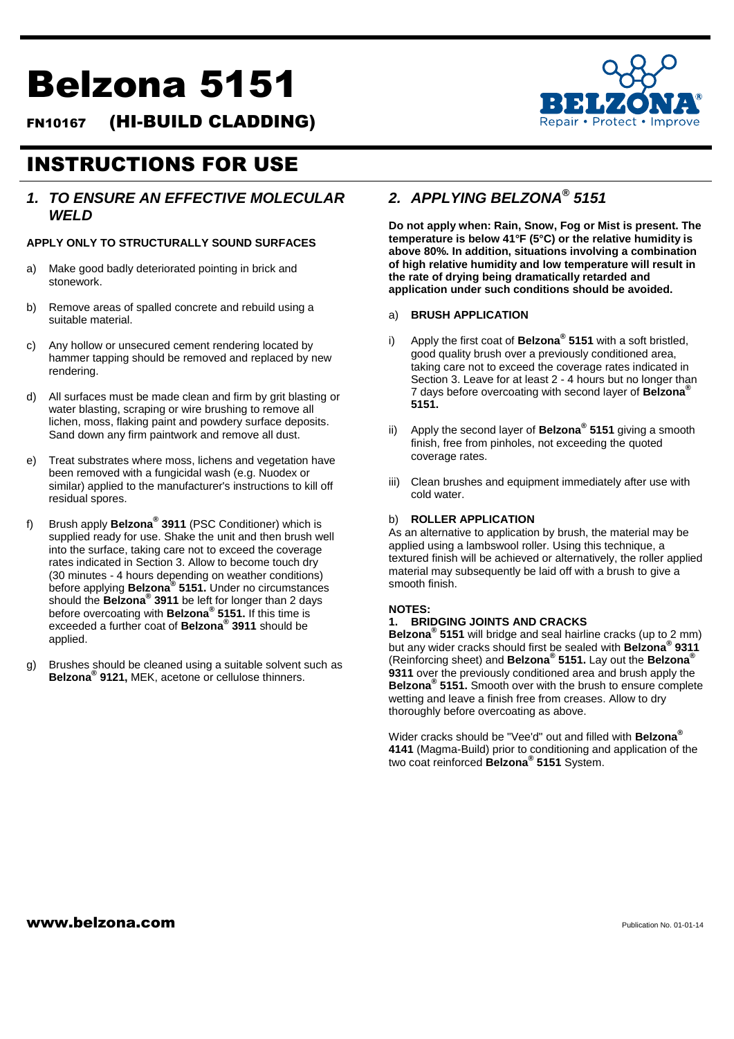# Belzona 5151

**FN10167 (HI-BUILD CLADDING)**

## INSTRUCTIONS FOR USE

### *1. TO ENSURE AN EFFECTIVE MOLECULAR WELD*

**APPLY ONLY TO STRUCTURALLY SOUND SURFACES**

a) Make good badly deteriorated pointing in brick and stonework.

b) Remove areas of spalled concrete and rebuild using a suitable material.

c) Any hollow or unsecured cement rendering located by hammer tapping should be removed and replaced by new rendering.

d) All surfaces must be made clean and firm by grit blasting or water blasting, scraping or wire brushing to remove all lichen, moss, flaking paint and powdery surface deposits. Sand down any firm paintwork and remove all dust.

e) Treat substrates where moss, lichens and vegetation have been removed with a fungicidal wash (e.g. Nuodex or similar) applied to the manufacturer's instructions to kill off residual spores.

f) Brush apply **Belzona® 3911** (PSC Conditioner) which is supplied ready for use. Shake the unit and then brush well into the surface, taking care not to exceed the coverage rates indicated in Section 3. Allow to become touch dry (30 minutes - 4 hours depending on weather conditions) before applying **Belzona® 5151.** Under no circumstances should the **Belzona® 3911** be left for longer than 2 days before overcoating with **Belzona® 5151.** If this time is exceeded a further coat of **Belzona® 3911** should be applied.

g) Brushes should be cleaned using a suitable solvent such as **Belzona® 9121,** MEK, acetone or cellulose thinners.

### *2. APPLYING BELZONA® 5151*

**Do not apply when: Rain, Snow, Fog or Mist is present. The temperature is below 41°F (5°C) or the relative humidity is above 80%. In addition, situations involving a combination of high relative humidity and low temperature will result in the rate of drying being dramatically retarded and application under such conditions should be avoided.**

a) **BRUSH APPLICATION**

i) Apply the first coat of **Belzona® 5151** with a soft bristled, good quality brush over a previously conditioned area, taking care not to exceed the coverage rates indicated in Section 3. Leave for at least 2 - 4 hours but no longer than 7 days before overcoating with second layer of **Belzona® 5151.**

ii) Apply the second layer of **Belzona® 5151** giving a smooth finish, free from pinholes, not exceeding the quoted coverage rates.

iii) Clean brushes and equipment immediately after use with cold water.

b) **ROLLER APPLICATION**

As an alternative to application by brush, the material may be applied using a lambswool roller. Using this technique, a textured finish will be achieved or alternatively, the roller applied material may subsequently be laid off with a brush to give a smooth finish.

**NOTES:**

**1. BRIDGING JOINTS AND CRACKS**

**Belzona® 5151** will bridge and seal hairline cracks (up to 2 mm) but any wider cracks should first be sealed with **Belzona® 9311** (Reinforcing sheet) and **Belzona® 5151.** Lay out the **Belzona® 9311** over the previously conditioned area and brush apply the **Belzona® 5151.** Smooth over with the brush to ensure complete wetting and leave a finish free from creases. Allow to dry thoroughly before overcoating as above.

Wider cracks should be "Vee'd" out and filled with **Belzona® 4141** (Magma-Build) prior to conditioning and application of the two coat reinforced **Belzona® 5151** System.

**www.belzona.com**

Publication No. 01-01-14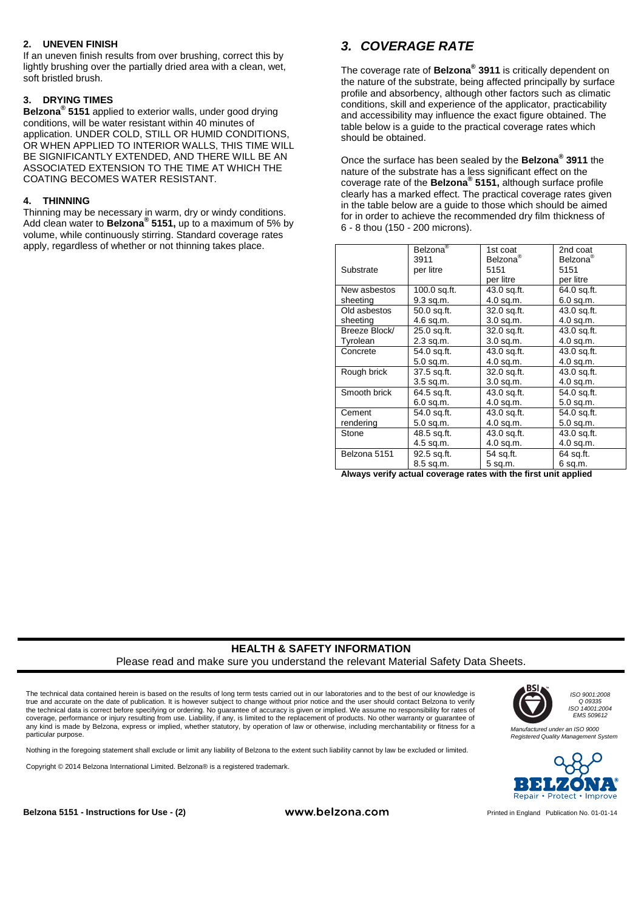**2. UNEVEN FINISH**

If an uneven finish results from over brushing, correct this by lightly brushing over the partially dried area with a clean, wet, soft bristled brush.

**3. DRYING TIMES**

**Belzona® 5151** applied to exterior walls, under good drying conditions, will be water resistant within 40 minutes of application. UNDER COLD, STILL OR HUMID CONDITIONS, OR WHEN APPLIED TO INTERIOR WALLS, THIS TIME WILL BE SIGNIFICANTLY EXTENDED, AND THERE WILL BE AN ASSOCIATED EXTENSION TO THE TIME AT WHICH THE COATING BECOMES WATER RESISTANT.

**4. THINNING**

Thinning may be necessary in warm, dry or windy conditions. Add clean water to **Belzona® 5151,** up to a maximum of 5% by volume, while continuously stirring. Standard coverage rates apply, regardless of whether or not thinning takes place.

## *3. COVERAGE RATE*

The coverage rate of **Belzona® 3911** is critically dependent on the nature of the substrate, being affected principally by surface profile and absorbency, although other factors such as climatic conditions, skill and experience of the applicator, practicability and accessibility may influence the exact figure obtained. The table below is a guide to the practical coverage rates which should be obtained.

Once the surface has been sealed by the **Belzona® 3911** the nature of the substrate has a less significant effect on the coverage rate of the **Belzona® 5151,** although surface profile clearly has a marked effect. The practical coverage rates given in the table below are a guide to those which should be aimed for in order to achieve the recommended dry film thickness of 6 - 8 thou (150 - 200 microns).

| Substrate | Belzona® 3911 per litre | 1st coat Belzona® 5151 per litre | 2nd coat Belzona® 5151 per litre |
|---|---|---|---|
| New asbestos sheeting | 100.0 sq.ft. 9.3 sq.m. | 43.0 sq.ft. 4.0 sq.m. | 64.0 sq.ft. 6.0 sq.m. |
| Old asbestos sheeting | 50.0 sq.ft. 4.6 sq.m. | 32.0 sq.ft. 3.0 sq.m. | 43.0 sq.ft. 4.0 sq.m. |
| Breeze Block/ Tyrolean | 25.0 sq.ft. 2.3 sq.m. | 32.0 sq.ft. 3.0 sq.m. | 43.0 sq.ft. 4.0 sq.m. |
| Concrete | 54.0 sq.ft. 5.0 sq.m. | 43.0 sq.ft. 4.0 sq.m. | 43.0 sq.ft. 4.0 sq.m. |
| Rough brick | 37.5 sq.ft. 3.5 sq.m. | 32.0 sq.ft. 3.0 sq.m. | 43.0 sq.ft. 4.0 sq.m. |
| Smooth brick | 64.5 sq.ft. 6.0 sq.m. | 43.0 sq.ft. 4.0 sq.m. | 54.0 sq.ft. 5.0 sq.m. |
| Cement rendering | 54.0 sq.ft. 5.0 sq.m. | 43.0 sq.ft. 4.0 sq.m. | 54.0 sq.ft. 5.0 sq.m. |
| Stone | 48.5 sq.ft. 4.5 sq.m. | 43.0 sq.ft. 4.0 sq.m. | 43.0 sq.ft. 4.0 sq.m. |
| Belzona 5151 | 92.5 sq.ft. 8.5 sq.m. | 54 sq.ft. 5 sq.m. | 64 sq.ft. 6 sq.m. |

**Always verify actual coverage rates with the first unit applied**

**HEALTH & SAFETY INFORMATION**

Please read and make sure you understand the relevant Material Safety Data Sheets.

The technical data contained herein is based on the results of long term tests carried out in our laboratories and to the best of our knowledge is true and accurate on the date of publication. It is however subject to change without prior notice and the user should contact Belzona to verify the technical data is correct before specifying or ordering. No guarantee of accuracy is given or implied. We assume no responsibility for rates of coverage, performance or injury resulting from use. Liability, if any, is limited to the replacement of products. No other warranty or guarantee of any kind is made by Belzona, express or implied, whether statutory, by operation of law or otherwise, including merchantability or fitness for a particular purpose.

Nothing in the foregoing statement shall exclude or limit any liability of Belzona to the extent such liability cannot by law be excluded or limited.

Copyright © 2014 Belzona International Limited. Belzona® is a registered trademark.

*ISO 9001:2008 Q 09335 ISO 14001:2004 EMS 509612*

*Manufactured under an ISO 9000 Registered Quality Management System*

Repair • Protect • Improve

Belzona 5151 - Instructions for Use - (2) www.belzona.com Printed in England Publication No. 01-01-14